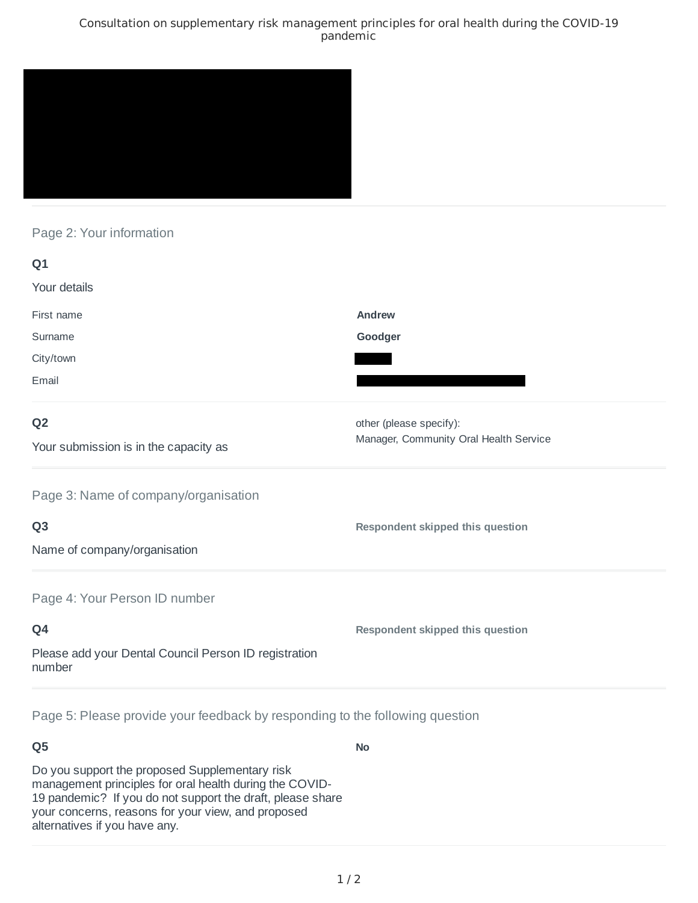Consultation on supplementary risk management principles for oral health during the COVID-19 pandemic

## Page 2: Your information

### Q1

Your details

| | |
|---|---|
| First name | **Andrew** |
| Surname | **Goodger** |
| City/town | |
| Email | |

### Q2

Your submission is in the capacity as

other (please specify):
Manager, Community Oral Health Service

## Page 3: Name of company/organisation

### Q3

Name of company/organisation

**Respondent skipped this question**

## Page 4: Your Person ID number

### Q4

Please add your Dental Council Person ID registration number

**Respondent skipped this question**

## Page 5: Please provide your feedback by responding to the following question

### Q5

Do you support the proposed Supplementary risk management principles for oral health during the COVID-19 pandemic? If you do not support the draft, please share your concerns, reasons for your view, and proposed alternatives if you have any.

**No**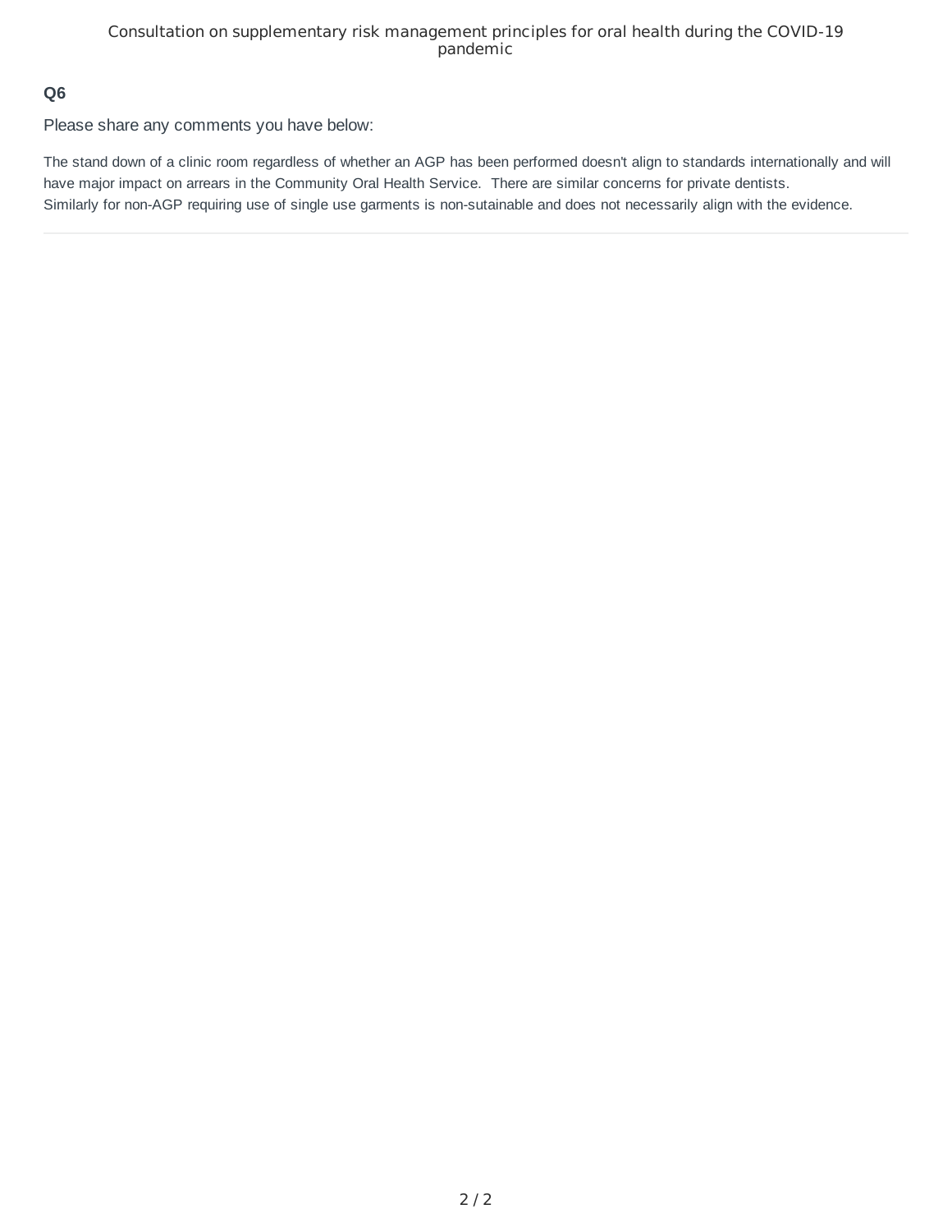## Q6

Please share any comments you have below:

The stand down of a clinic room regardless of whether an AGP has been performed doesn't align to standards internationally and will have major impact on arrears in the Community Oral Health Service. There are similar concerns for private dentists.
Similarly for non-AGP requiring use of single use garments is non-sutainable and does not necessarily align with the evidence.